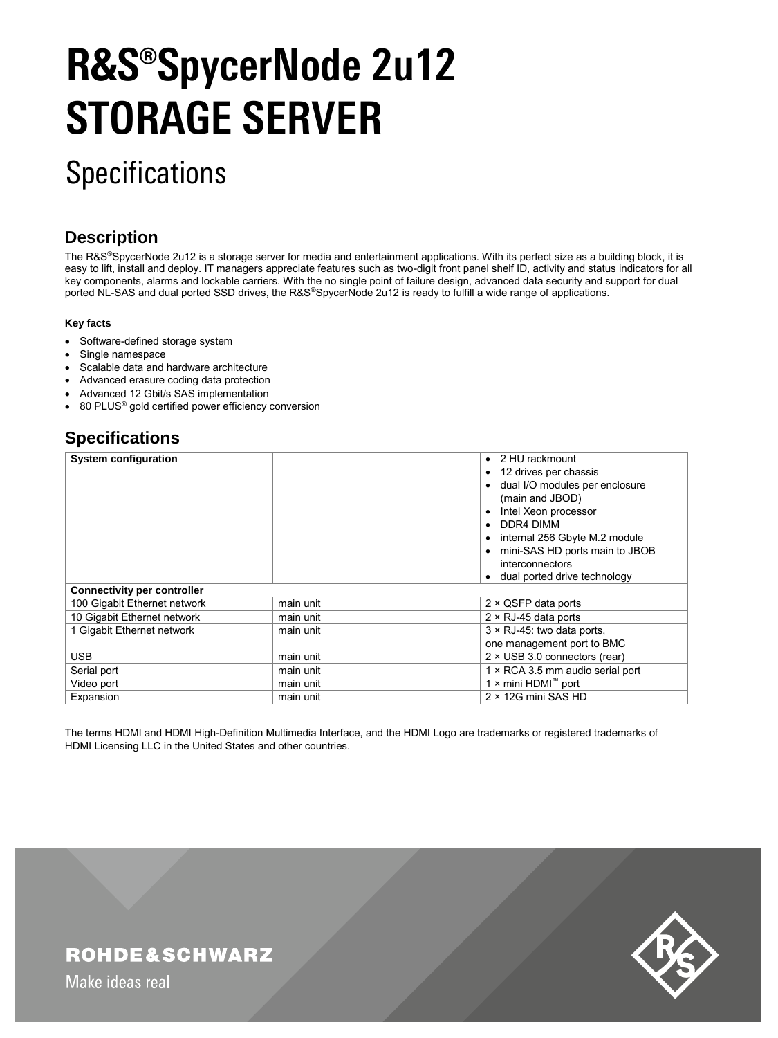# R&S®SpycerNode 2u12 STORAGE SERVER

## Specifications

### Description

The R&S®SpycerNode 2u12 is a storage server for media and entertainment applications. With its perfect size as a building block, it is easy to lift, install and deploy. IT managers appreciate features such as two-digit front panel shelf ID, activity and status indicators for all key components, alarms and lockable carriers. With the no single point of failure design, advanced data security and support for dual ported NL-SAS and dual ported SSD drives, the R&S®SpycerNode 2u12 is ready to fulfill a wide range of applications.

**Key facts**

- Software-defined storage system
- Single namespace
- Scalable data and hardware architecture
- Advanced erasure coding data protection
- Advanced 12 Gbit/s SAS implementation
- 80 PLUS® gold certified power efficiency conversion

### Specifications

| System configuration | | |
|---|---|---|
| | | • 2 HU rackmount<br>• 12 drives per chassis<br>• dual I/O modules per enclosure (main and JBOD)<br>• Intel Xeon processor<br>• DDR4 DIMM<br>• internal 256 Gbyte M.2 module<br>• mini-SAS HD ports main to JBOB interconnectors<br>• dual ported drive technology |
| **Connectivity per controller** | | |
| 100 Gigabit Ethernet network | main unit | 2 × QSFP data ports |
| 10 Gigabit Ethernet network | main unit | 2 × RJ-45 data ports |
| 1 Gigabit Ethernet network | main unit | 3 × RJ-45: two data ports, one management port to BMC |
| USB | main unit | 2 × USB 3.0 connectors (rear) |
| Serial port | main unit | 1 × RCA 3.5 mm audio serial port |
| Video port | main unit | 1 × mini HDMI™ port |
| Expansion | main unit | 2 × 12G mini SAS HD |

The terms HDMI and HDMI High-Definition Multimedia Interface, and the HDMI Logo are trademarks or registered trademarks of HDMI Licensing LLC in the United States and other countries.

ROHDE&SCHWARZ

Make ideas real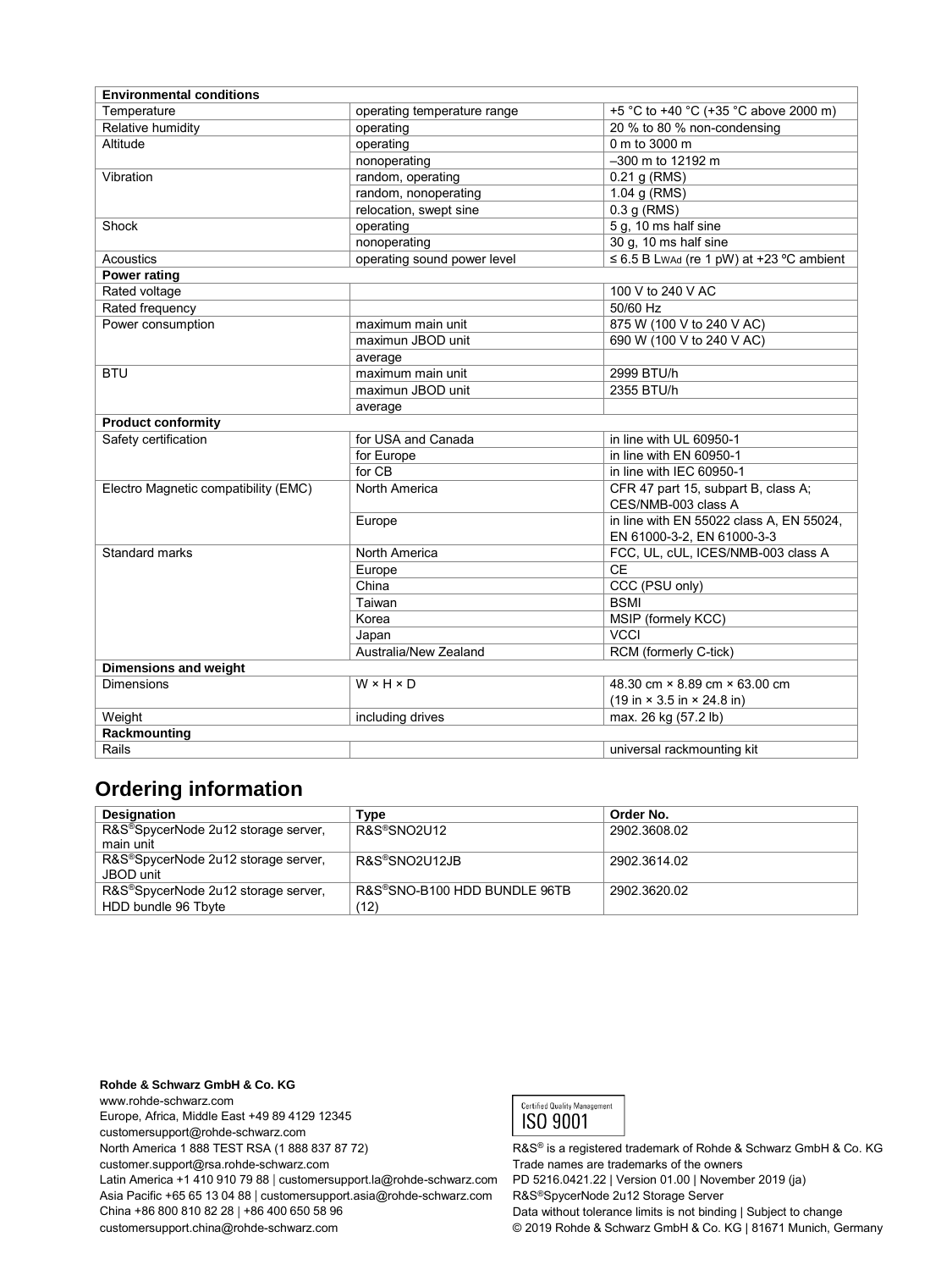| | | |
|---|---|---|
| **Environmental conditions** | | |
| Temperature | operating temperature range | +5 °C to +40 °C (+35 °C above 2000 m) |
| Relative humidity | operating | 20 % to 80 % non-condensing |
| Altitude | operating | 0 m to 3000 m |
| | nonoperating | –300 m to 12192 m |
| Vibration | random, operating | 0.21 g (RMS) |
| | random, nonoperating | 1.04 g (RMS) |
| | relocation, swept sine | 0.3 g (RMS) |
| Shock | operating | 5 g, 10 ms half sine |
| | nonoperating | 30 g, 10 ms half sine |
| Acoustics | operating sound power level | ≤ 6.5 B $L_{WAd}$ (re 1 pW) at +23 ºC ambient |
| **Power rating** | | |
| Rated voltage | | 100 V to 240 V AC |
| Rated frequency | | 50/60 Hz |
| Power consumption | maximum main unit | 875 W (100 V to 240 V AC) |
| | maximun JBOD unit | 690 W (100 V to 240 V AC) |
| | average | |
| BTU | maximum main unit | 2999 BTU/h |
| | maximun JBOD unit | 2355 BTU/h |
| | average | |
| **Product conformity** | | |
| Safety certification | for USA and Canada | in line with UL 60950-1 |
| | for Europe | in line with EN 60950-1 |
| | for CB | in line with IEC 60950-1 |
| Electro Magnetic compatibility (EMC) | North America | CFR 47 part 15, subpart B, class A; CES/NMB-003 class A |
| | Europe | in line with EN 55022 class A, EN 55024, EN 61000-3-2, EN 61000-3-3 |
| Standard marks | North America | FCC, UL, cUL, ICES/NMB-003 class A |
| | Europe | CE |
| | China | CCC (PSU only) |
| | Taiwan | BSMI |
| | Korea | MSIP (formely KCC) |
| | Japan | VCCI |
| | Australia/New Zealand | RCM (formerly C-tick) |
| **Dimensions and weight** | | |
| Dimensions | W × H × D | 48.30 cm × 8.89 cm × 63.00 cm (19 in × 3.5 in × 24.8 in) |
| Weight | including drives | max. 26 kg (57.2 lb) |
| **Rackmounting** | | |
| Rails | | universal rackmounting kit |

## Ordering information

| Designation | Type | Order No. |
|---|---|---|
| R&S®SpycerNode 2u12 storage server, main unit | R&S®SNO2U12 | 2902.3608.02 |
| R&S®SpycerNode 2u12 storage server, JBOD unit | R&S®SNO2U12JB | 2902.3614.02 |
| R&S®SpycerNode 2u12 storage server, HDD bundle 96 Tbyte | R&S®SNO-B100 HDD BUNDLE 96TB (12) | 2902.3620.02 |

**Rohde & Schwarz GmbH & Co. KG**
www.rohde-schwarz.com
Europe, Africa, Middle East +49 89 4129 12345
customersupport@rohde-schwarz.com
North America 1 888 TEST RSA (1 888 837 87 72)
customer.support@rsa.rohde-schwarz.com
Latin America +1 410 910 79 88 | customersupport.la@rohde-schwarz.com
Asia Pacific +65 65 13 04 88 | customersupport.asia@rohde-schwarz.com
China +86 800 810 82 28 | +86 400 650 58 96
customersupport.china@rohde-schwarz.com

Certified Quality Management
ISO 9001

R&S® is a registered trademark of Rohde & Schwarz GmbH & Co. KG
Trade names are trademarks of the owners
PD 5216.0421.22 | Version 01.00 | November 2019 (ja)
R&S®SpycerNode 2u12 Storage Server
Data without tolerance limits is not binding | Subject to change
© 2019 Rohde & Schwarz GmbH & Co. KG | 81671 Munich, Germany